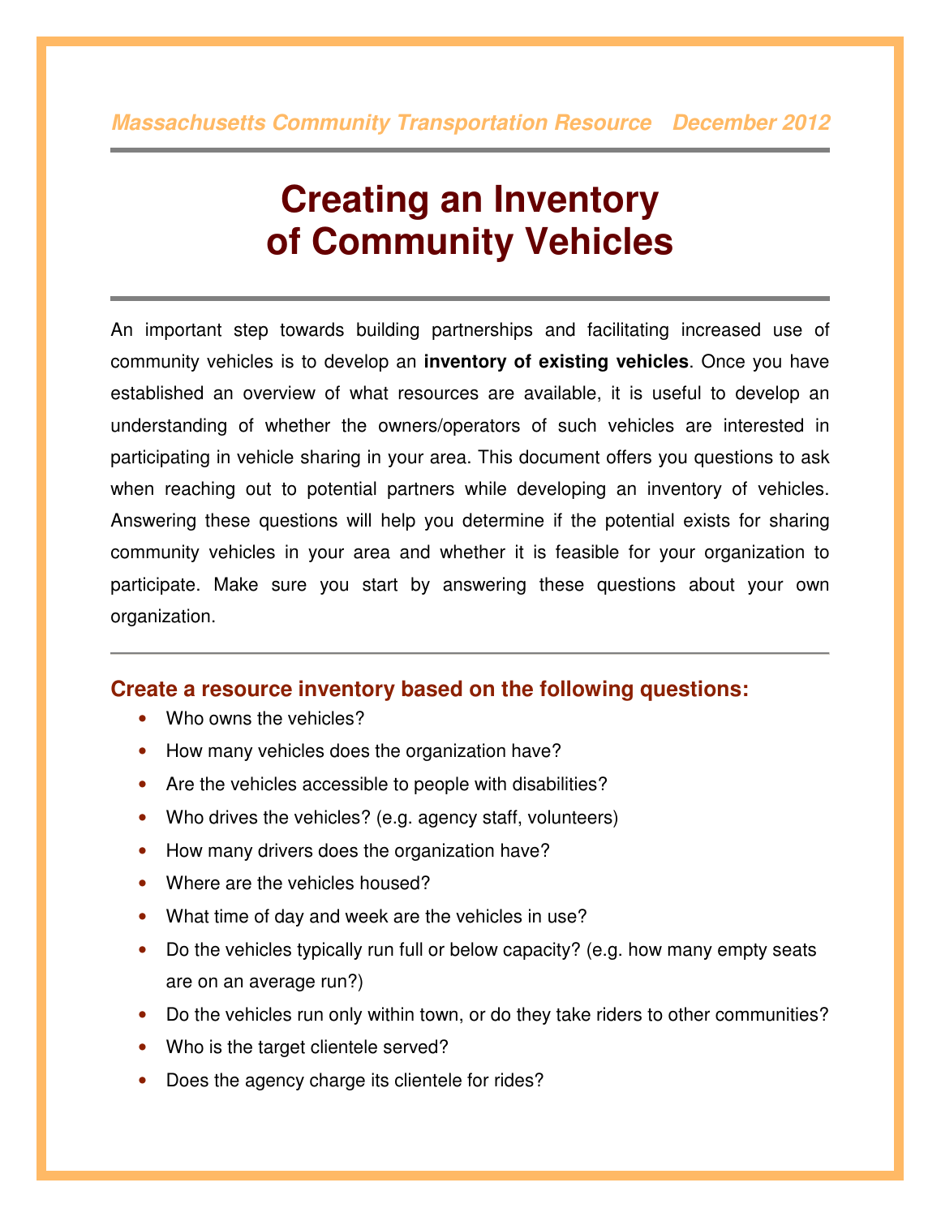*Massachusetts Community Transportation Resource December 2012*

# Creating an Inventory of Community Vehicles

An important step towards building partnerships and facilitating increased use of community vehicles is to develop an **inventory of existing vehicles**. Once you have established an overview of what resources are available, it is useful to develop an understanding of whether the owners/operators of such vehicles are interested in participating in vehicle sharing in your area. This document offers you questions to ask when reaching out to potential partners while developing an inventory of vehicles. Answering these questions will help you determine if the potential exists for sharing community vehicles in your area and whether it is feasible for your organization to participate. Make sure you start by answering these questions about your own organization.

## Create a resource inventory based on the following questions:

- Who owns the vehicles?
- How many vehicles does the organization have?
- Are the vehicles accessible to people with disabilities?
- Who drives the vehicles? (e.g. agency staff, volunteers)
- How many drivers does the organization have?
- Where are the vehicles housed?
- What time of day and week are the vehicles in use?
- Do the vehicles typically run full or below capacity? (e.g. how many empty seats are on an average run?)
- Do the vehicles run only within town, or do they take riders to other communities?
- Who is the target clientele served?
- Does the agency charge its clientele for rides?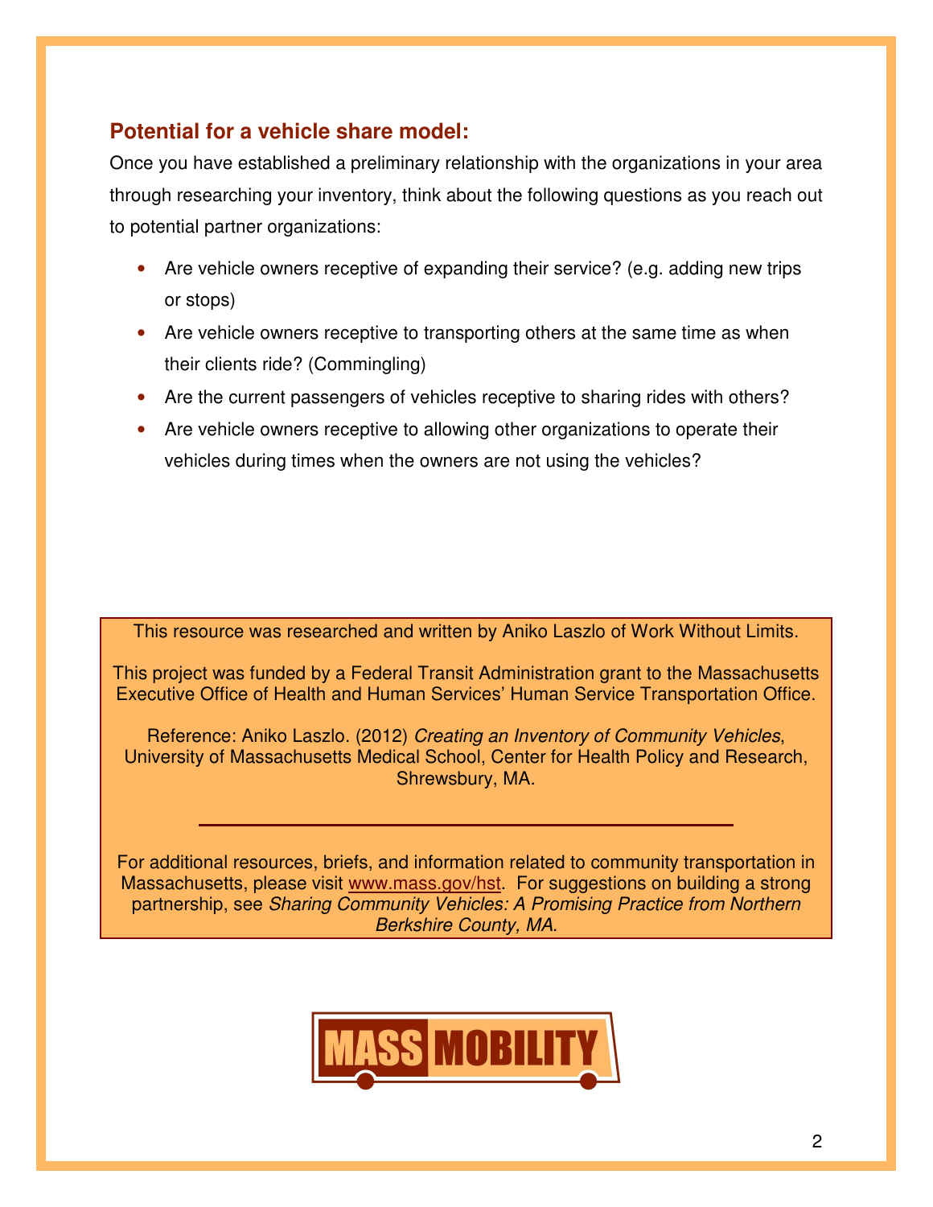## Potential for a vehicle share model:

Once you have established a preliminary relationship with the organizations in your area through researching your inventory, think about the following questions as you reach out to potential partner organizations:

- Are vehicle owners receptive of expanding their service? (e.g. adding new trips or stops)
- Are vehicle owners receptive to transporting others at the same time as when their clients ride? (Commingling)
- Are the current passengers of vehicles receptive to sharing rides with others?
- Are vehicle owners receptive to allowing other organizations to operate their vehicles during times when the owners are not using the vehicles?

This resource was researched and written by Aniko Laszlo of Work Without Limits.

This project was funded by a Federal Transit Administration grant to the Massachusetts Executive Office of Health and Human Services' Human Service Transportation Office.

Reference: Aniko Laszlo. (2012) *Creating an Inventory of Community Vehicles*, University of Massachusetts Medical School, Center for Health Policy and Research, Shrewsbury, MA.

---

For additional resources, briefs, and information related to community transportation in Massachusetts, please visit www.mass.gov/hst. For suggestions on building a strong partnership, see *Sharing Community Vehicles: A Promising Practice from Northern Berkshire County, MA*.

MASS MOBILITY